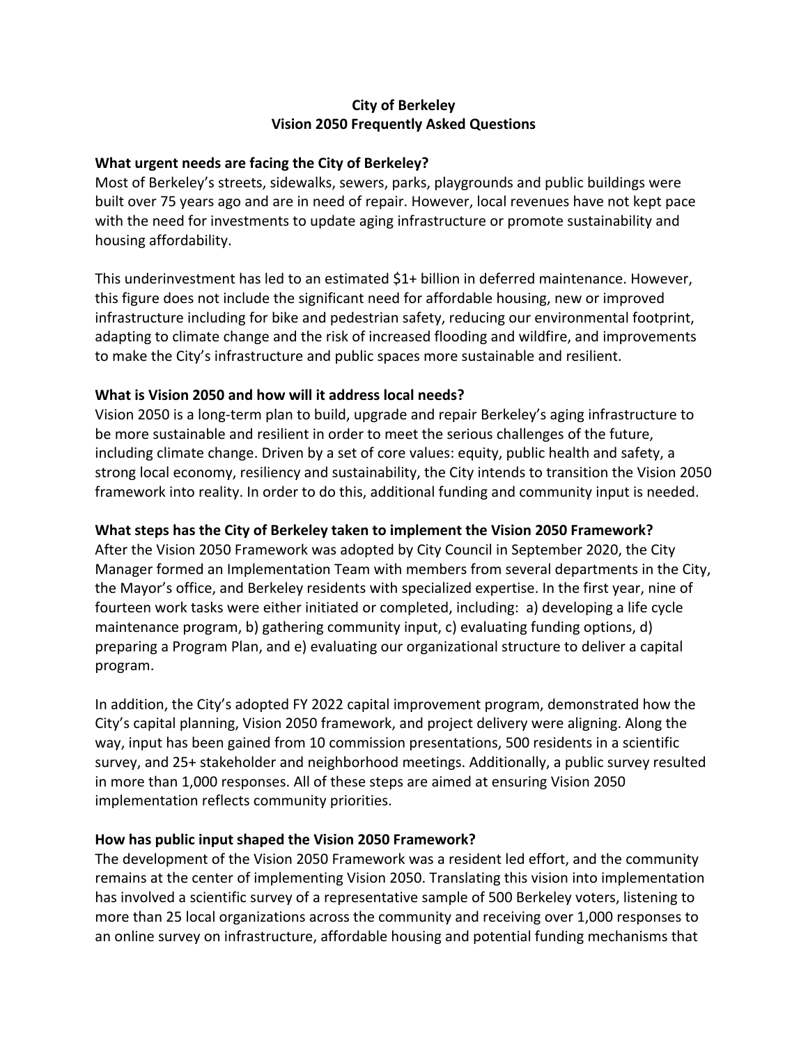# City of Berkeley
# Vision 2050 Frequently Asked Questions

**What urgent needs are facing the City of Berkeley?**

Most of Berkeley's streets, sidewalks, sewers, parks, playgrounds and public buildings were built over 75 years ago and are in need of repair. However, local revenues have not kept pace with the need for investments to update aging infrastructure or promote sustainability and housing affordability.

This underinvestment has led to an estimated $1+ billion in deferred maintenance. However, this figure does not include the significant need for affordable housing, new or improved infrastructure including for bike and pedestrian safety, reducing our environmental footprint, adapting to climate change and the risk of increased flooding and wildfire, and improvements to make the City's infrastructure and public spaces more sustainable and resilient.

**What is Vision 2050 and how will it address local needs?**

Vision 2050 is a long-term plan to build, upgrade and repair Berkeley's aging infrastructure to be more sustainable and resilient in order to meet the serious challenges of the future, including climate change. Driven by a set of core values: equity, public health and safety, a strong local economy, resiliency and sustainability, the City intends to transition the Vision 2050 framework into reality. In order to do this, additional funding and community input is needed.

**What steps has the City of Berkeley taken to implement the Vision 2050 Framework?**

After the Vision 2050 Framework was adopted by City Council in September 2020, the City Manager formed an Implementation Team with members from several departments in the City, the Mayor's office, and Berkeley residents with specialized expertise. In the first year, nine of fourteen work tasks were either initiated or completed, including: a) developing a life cycle maintenance program, b) gathering community input, c) evaluating funding options, d) preparing a Program Plan, and e) evaluating our organizational structure to deliver a capital program.

In addition, the City's adopted FY 2022 capital improvement program, demonstrated how the City's capital planning, Vision 2050 framework, and project delivery were aligning. Along the way, input has been gained from 10 commission presentations, 500 residents in a scientific survey, and 25+ stakeholder and neighborhood meetings. Additionally, a public survey resulted in more than 1,000 responses. All of these steps are aimed at ensuring Vision 2050 implementation reflects community priorities.

**How has public input shaped the Vision 2050 Framework?**

The development of the Vision 2050 Framework was a resident led effort, and the community remains at the center of implementing Vision 2050. Translating this vision into implementation has involved a scientific survey of a representative sample of 500 Berkeley voters, listening to more than 25 local organizations across the community and receiving over 1,000 responses to an online survey on infrastructure, affordable housing and potential funding mechanisms that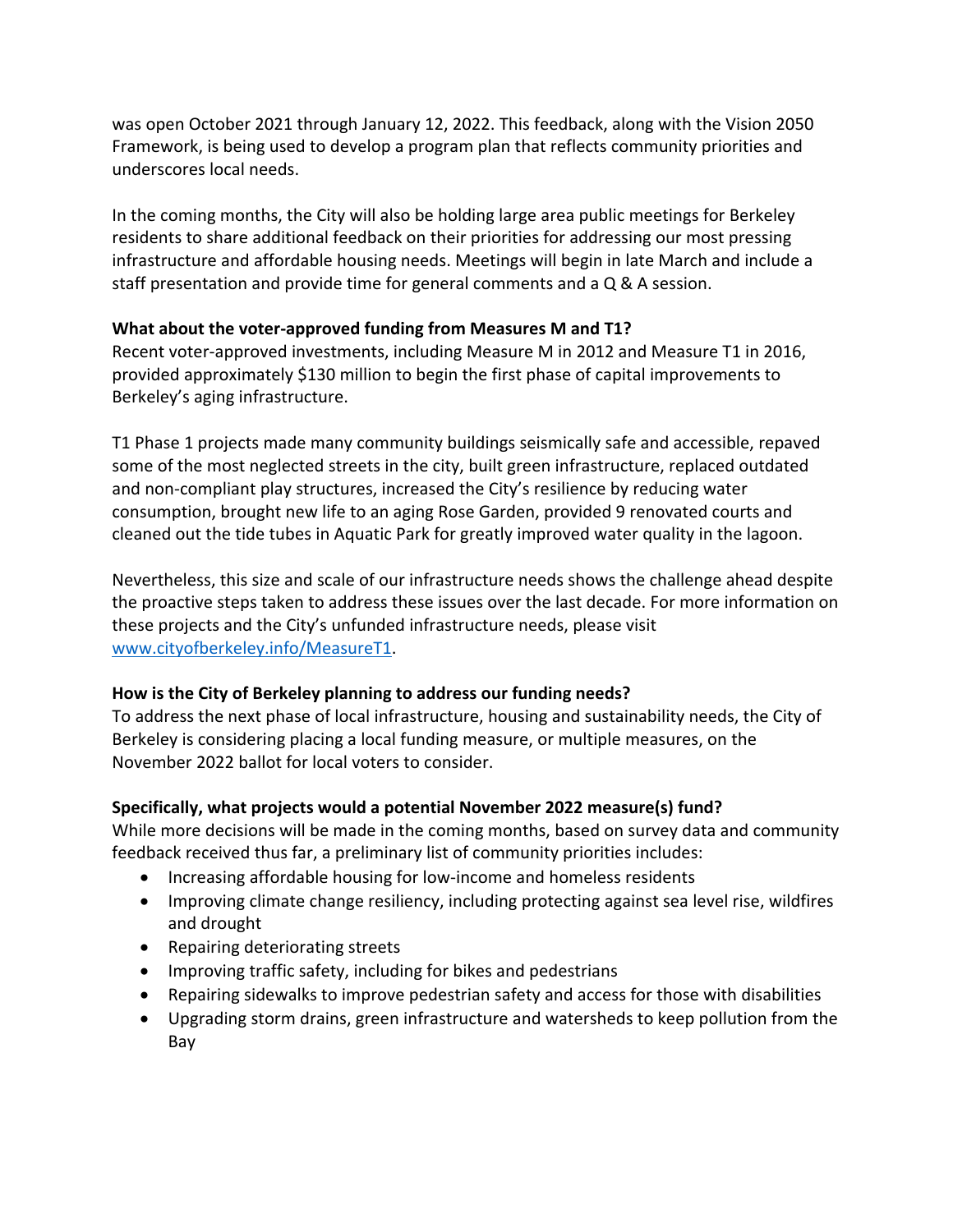was open October 2021 through January 12, 2022. This feedback, along with the Vision 2050 Framework, is being used to develop a program plan that reflects community priorities and underscores local needs.

In the coming months, the City will also be holding large area public meetings for Berkeley residents to share additional feedback on their priorities for addressing our most pressing infrastructure and affordable housing needs. Meetings will begin in late March and include a staff presentation and provide time for general comments and a Q & A session.

**What about the voter-approved funding from Measures M and T1?**

Recent voter-approved investments, including Measure M in 2012 and Measure T1 in 2016, provided approximately $130 million to begin the first phase of capital improvements to Berkeley's aging infrastructure.

T1 Phase 1 projects made many community buildings seismically safe and accessible, repaved some of the most neglected streets in the city, built green infrastructure, replaced outdated and non-compliant play structures, increased the City's resilience by reducing water consumption, brought new life to an aging Rose Garden, provided 9 renovated courts and cleaned out the tide tubes in Aquatic Park for greatly improved water quality in the lagoon.

Nevertheless, this size and scale of our infrastructure needs shows the challenge ahead despite the proactive steps taken to address these issues over the last decade. For more information on these projects and the City's unfunded infrastructure needs, please visit [www.cityofberkeley.info/MeasureT1](http://www.cityofberkeley.info/MeasureT1).

**How is the City of Berkeley planning to address our funding needs?**

To address the next phase of local infrastructure, housing and sustainability needs, the City of Berkeley is considering placing a local funding measure, or multiple measures, on the November 2022 ballot for local voters to consider.

**Specifically, what projects would a potential November 2022 measure(s) fund?**

While more decisions will be made in the coming months, based on survey data and community feedback received thus far, a preliminary list of community priorities includes:

- Increasing affordable housing for low-income and homeless residents
- Improving climate change resiliency, including protecting against sea level rise, wildfires and drought
- Repairing deteriorating streets
- Improving traffic safety, including for bikes and pedestrians
- Repairing sidewalks to improve pedestrian safety and access for those with disabilities
- Upgrading storm drains, green infrastructure and watersheds to keep pollution from the Bay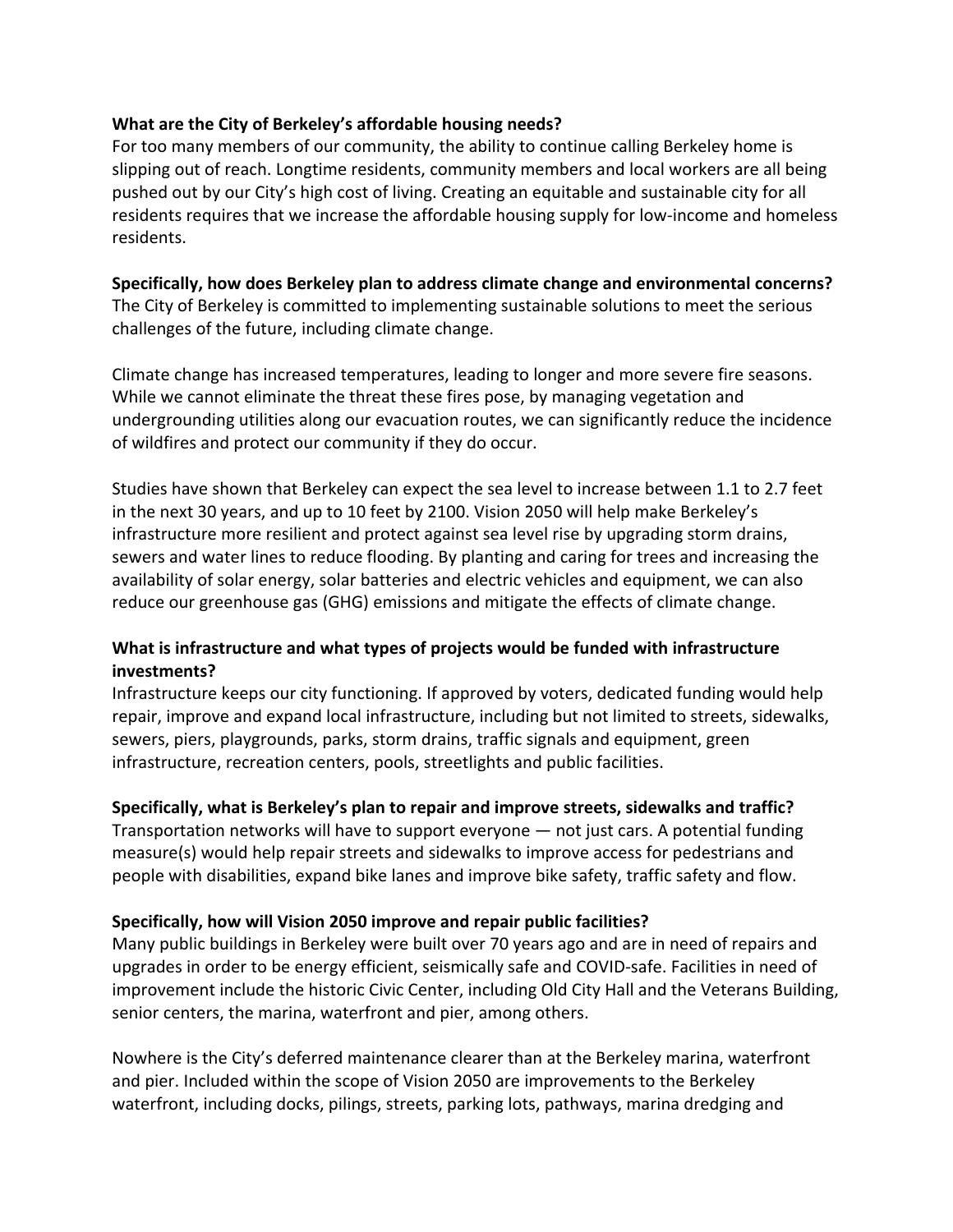**What are the City of Berkeley's affordable housing needs?**
For too many members of our community, the ability to continue calling Berkeley home is slipping out of reach. Longtime residents, community members and local workers are all being pushed out by our City's high cost of living. Creating an equitable and sustainable city for all residents requires that we increase the affordable housing supply for low-income and homeless residents.

**Specifically, how does Berkeley plan to address climate change and environmental concerns?**
The City of Berkeley is committed to implementing sustainable solutions to meet the serious challenges of the future, including climate change.

Climate change has increased temperatures, leading to longer and more severe fire seasons. While we cannot eliminate the threat these fires pose, by managing vegetation and undergrounding utilities along our evacuation routes, we can significantly reduce the incidence of wildfires and protect our community if they do occur.

Studies have shown that Berkeley can expect the sea level to increase between 1.1 to 2.7 feet in the next 30 years, and up to 10 feet by 2100. Vision 2050 will help make Berkeley's infrastructure more resilient and protect against sea level rise by upgrading storm drains, sewers and water lines to reduce flooding. By planting and caring for trees and increasing the availability of solar energy, solar batteries and electric vehicles and equipment, we can also reduce our greenhouse gas (GHG) emissions and mitigate the effects of climate change.

**What is infrastructure and what types of projects would be funded with infrastructure investments?**
Infrastructure keeps our city functioning. If approved by voters, dedicated funding would help repair, improve and expand local infrastructure, including but not limited to streets, sidewalks, sewers, piers, playgrounds, parks, storm drains, traffic signals and equipment, green infrastructure, recreation centers, pools, streetlights and public facilities.

**Specifically, what is Berkeley's plan to repair and improve streets, sidewalks and traffic?**
Transportation networks will have to support everyone — not just cars. A potential funding measure(s) would help repair streets and sidewalks to improve access for pedestrians and people with disabilities, expand bike lanes and improve bike safety, traffic safety and flow.

**Specifically, how will Vision 2050 improve and repair public facilities?**
Many public buildings in Berkeley were built over 70 years ago and are in need of repairs and upgrades in order to be energy efficient, seismically safe and COVID-safe. Facilities in need of improvement include the historic Civic Center, including Old City Hall and the Veterans Building, senior centers, the marina, waterfront and pier, among others.

Nowhere is the City's deferred maintenance clearer than at the Berkeley marina, waterfront and pier. Included within the scope of Vision 2050 are improvements to the Berkeley waterfront, including docks, pilings, streets, parking lots, pathways, marina dredging and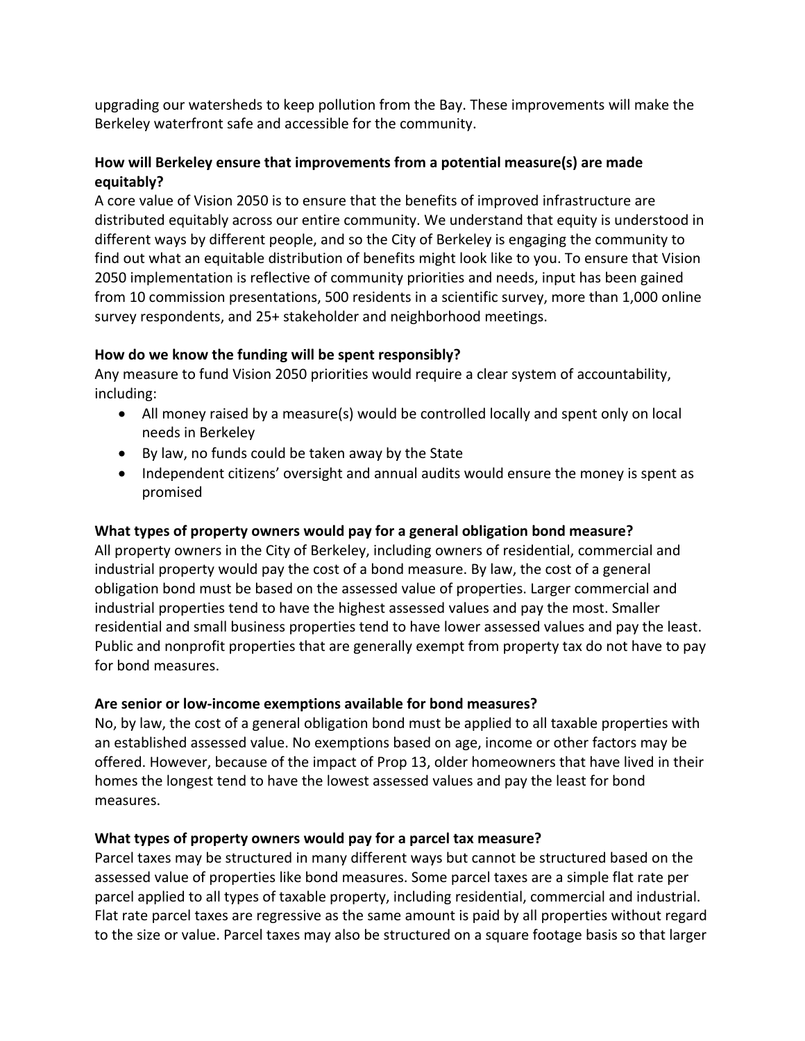upgrading our watersheds to keep pollution from the Bay. These improvements will make the Berkeley waterfront safe and accessible for the community.

**How will Berkeley ensure that improvements from a potential measure(s) are made equitably?**

A core value of Vision 2050 is to ensure that the benefits of improved infrastructure are distributed equitably across our entire community. We understand that equity is understood in different ways by different people, and so the City of Berkeley is engaging the community to find out what an equitable distribution of benefits might look like to you. To ensure that Vision 2050 implementation is reflective of community priorities and needs, input has been gained from 10 commission presentations, 500 residents in a scientific survey, more than 1,000 online survey respondents, and 25+ stakeholder and neighborhood meetings.

**How do we know the funding will be spent responsibly?**

Any measure to fund Vision 2050 priorities would require a clear system of accountability, including:

- All money raised by a measure(s) would be controlled locally and spent only on local needs in Berkeley
- By law, no funds could be taken away by the State
- Independent citizens' oversight and annual audits would ensure the money is spent as promised

**What types of property owners would pay for a general obligation bond measure?**

All property owners in the City of Berkeley, including owners of residential, commercial and industrial property would pay the cost of a bond measure. By law, the cost of a general obligation bond must be based on the assessed value of properties. Larger commercial and industrial properties tend to have the highest assessed values and pay the most. Smaller residential and small business properties tend to have lower assessed values and pay the least. Public and nonprofit properties that are generally exempt from property tax do not have to pay for bond measures.

**Are senior or low-income exemptions available for bond measures?**

No, by law, the cost of a general obligation bond must be applied to all taxable properties with an established assessed value. No exemptions based on age, income or other factors may be offered. However, because of the impact of Prop 13, older homeowners that have lived in their homes the longest tend to have the lowest assessed values and pay the least for bond measures.

**What types of property owners would pay for a parcel tax measure?**

Parcel taxes may be structured in many different ways but cannot be structured based on the assessed value of properties like bond measures. Some parcel taxes are a simple flat rate per parcel applied to all types of taxable property, including residential, commercial and industrial. Flat rate parcel taxes are regressive as the same amount is paid by all properties without regard to the size or value. Parcel taxes may also be structured on a square footage basis so that larger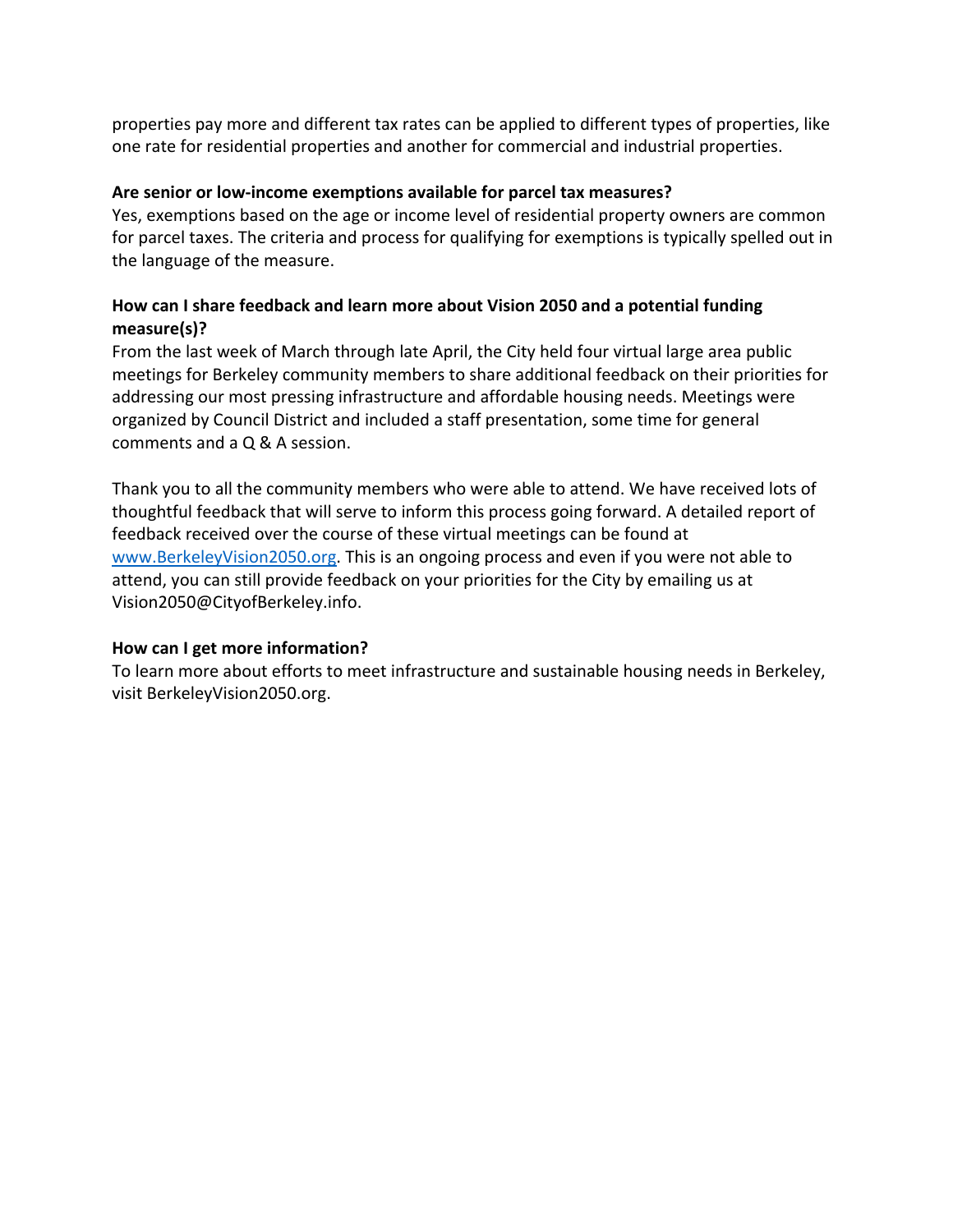properties pay more and different tax rates can be applied to different types of properties, like one rate for residential properties and another for commercial and industrial properties.

**Are senior or low-income exemptions available for parcel tax measures?**

Yes, exemptions based on the age or income level of residential property owners are common for parcel taxes. The criteria and process for qualifying for exemptions is typically spelled out in the language of the measure.

**How can I share feedback and learn more about Vision 2050 and a potential funding measure(s)?**

From the last week of March through late April, the City held four virtual large area public meetings for Berkeley community members to share additional feedback on their priorities for addressing our most pressing infrastructure and affordable housing needs. Meetings were organized by Council District and included a staff presentation, some time for general comments and a Q & A session.

Thank you to all the community members who were able to attend. We have received lots of thoughtful feedback that will serve to inform this process going forward. A detailed report of feedback received over the course of these virtual meetings can be found at [www.BerkeleyVision2050.org](http://www.BerkeleyVision2050.org). This is an ongoing process and even if you were not able to attend, you can still provide feedback on your priorities for the City by emailing us at Vision2050@CityofBerkeley.info.

**How can I get more information?**

To learn more about efforts to meet infrastructure and sustainable housing needs in Berkeley, visit BerkeleyVision2050.org.